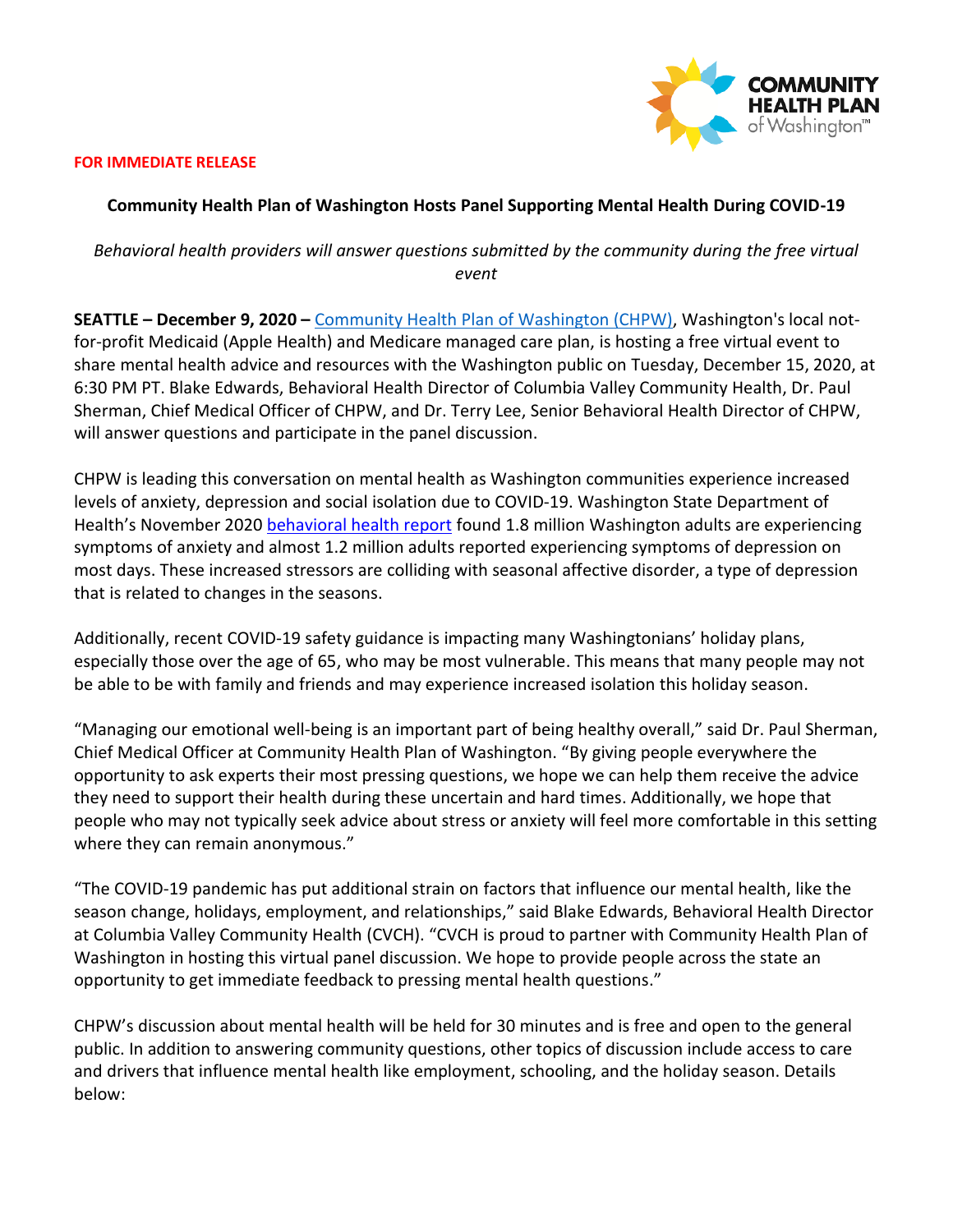**FOR IMMEDIATE RELEASE**

**Community Health Plan of Washington Hosts Panel Supporting Mental Health During COVID-19**

*Behavioral health providers will answer questions submitted by the community during the free virtual event*

**SEATTLE – December 9, 2020 –** Community Health Plan of Washington (CHPW), Washington's local not-for-profit Medicaid (Apple Health) and Medicare managed care plan, is hosting a free virtual event to share mental health advice and resources with the Washington public on Tuesday, December 15, 2020, at 6:30 PM PT. Blake Edwards, Behavioral Health Director of Columbia Valley Community Health, Dr. Paul Sherman, Chief Medical Officer of CHPW, and Dr. Terry Lee, Senior Behavioral Health Director of CHPW, will answer questions and participate in the panel discussion.

CHPW is leading this conversation on mental health as Washington communities experience increased levels of anxiety, depression and social isolation due to COVID-19. Washington State Department of Health's November 2020 behavioral health report found 1.8 million Washington adults are experiencing symptoms of anxiety and almost 1.2 million adults reported experiencing symptoms of depression on most days. These increased stressors are colliding with seasonal affective disorder, a type of depression that is related to changes in the seasons.

Additionally, recent COVID-19 safety guidance is impacting many Washingtonians' holiday plans, especially those over the age of 65, who may be most vulnerable. This means that many people may not be able to be with family and friends and may experience increased isolation this holiday season.

"Managing our emotional well-being is an important part of being healthy overall," said Dr. Paul Sherman, Chief Medical Officer at Community Health Plan of Washington. "By giving people everywhere the opportunity to ask experts their most pressing questions, we hope we can help them receive the advice they need to support their health during these uncertain and hard times. Additionally, we hope that people who may not typically seek advice about stress or anxiety will feel more comfortable in this setting where they can remain anonymous."

"The COVID-19 pandemic has put additional strain on factors that influence our mental health, like the season change, holidays, employment, and relationships," said Blake Edwards, Behavioral Health Director at Columbia Valley Community Health (CVCH). "CVCH is proud to partner with Community Health Plan of Washington in hosting this virtual panel discussion. We hope to provide people across the state an opportunity to get immediate feedback to pressing mental health questions."

CHPW's discussion about mental health will be held for 30 minutes and is free and open to the general public. In addition to answering community questions, other topics of discussion include access to care and drivers that influence mental health like employment, schooling, and the holiday season. Details below: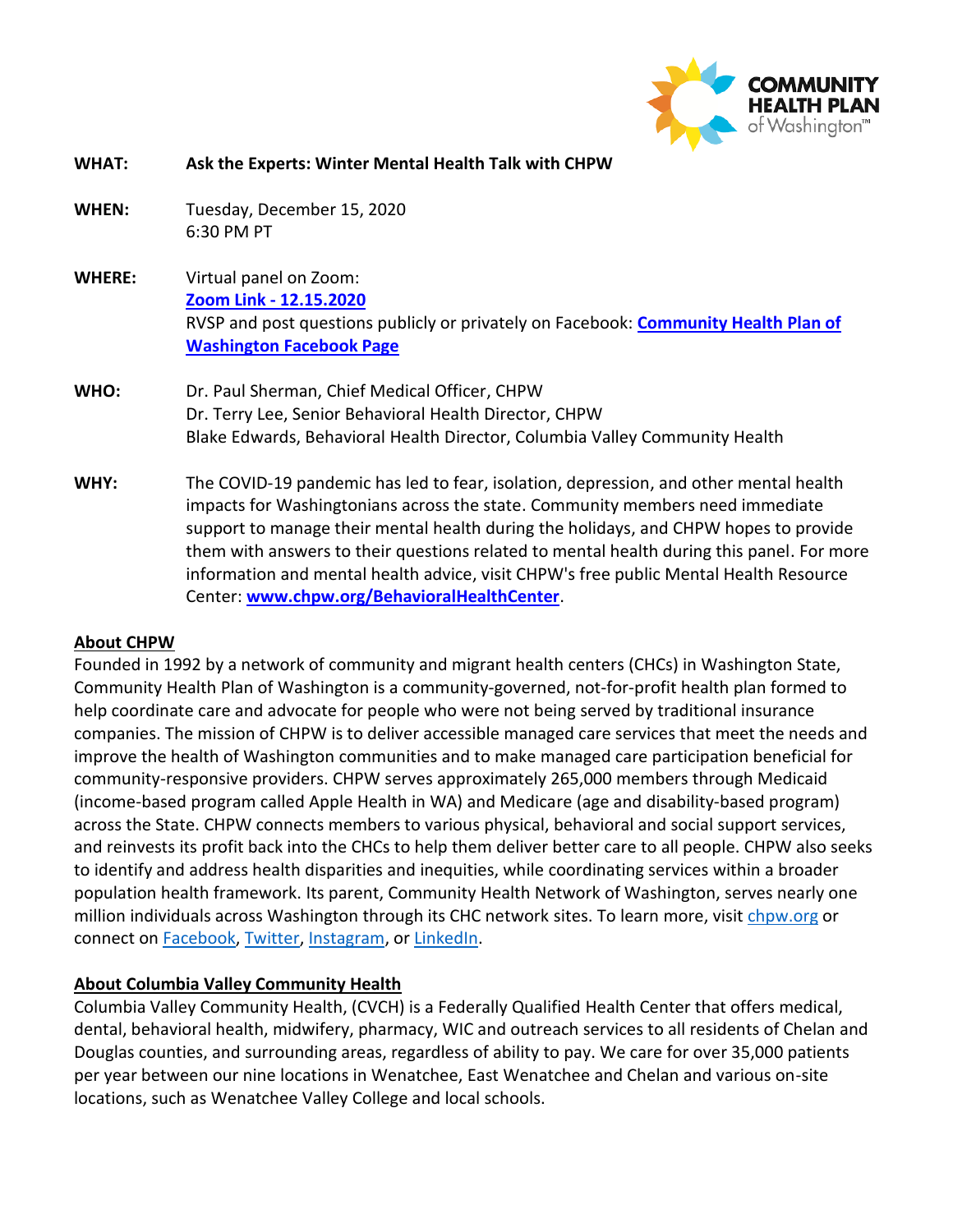**WHAT:** **Ask the Experts: Winter Mental Health Talk with CHPW**

**WHEN:** Tuesday, December 15, 2020
6:30 PM PT

**WHERE:** Virtual panel on Zoom:
**Zoom Link - 12.15.2020**
RSVP and post questions publicly or privately on Facebook: **Community Health Plan of Washington Facebook Page**

**WHO:** Dr. Paul Sherman, Chief Medical Officer, CHPW
Dr. Terry Lee, Senior Behavioral Health Director, CHPW
Blake Edwards, Behavioral Health Director, Columbia Valley Community Health

**WHY:** The COVID-19 pandemic has led to fear, isolation, depression, and other mental health impacts for Washingtonians across the state. Community members need immediate support to manage their mental health during the holidays, and CHPW hopes to provide them with answers to their questions related to mental health during this panel. For more information and mental health advice, visit CHPW's free public Mental Health Resource Center: **www.chpw.org/BehavioralHealthCenter**.

## About CHPW

Founded in 1992 by a network of community and migrant health centers (CHCs) in Washington State, Community Health Plan of Washington is a community-governed, not-for-profit health plan formed to help coordinate care and advocate for people who were not being served by traditional insurance companies. The mission of CHPW is to deliver accessible managed care services that meet the needs and improve the health of Washington communities and to make managed care participation beneficial for community-responsive providers. CHPW serves approximately 265,000 members through Medicaid (income-based program called Apple Health in WA) and Medicare (age and disability-based program) across the State. CHPW connects members to various physical, behavioral and social support services, and reinvests its profit back into the CHCs to help them deliver better care to all people. CHPW also seeks to identify and address health disparities and inequities, while coordinating services within a broader population health framework. Its parent, Community Health Network of Washington, serves nearly one million individuals across Washington through its CHC network sites. To learn more, visit chpw.org or connect on Facebook, Twitter, Instagram, or LinkedIn.

## About Columbia Valley Community Health

Columbia Valley Community Health, (CVCH) is a Federally Qualified Health Center that offers medical, dental, behavioral health, midwifery, pharmacy, WIC and outreach services to all residents of Chelan and Douglas counties, and surrounding areas, regardless of ability to pay. We care for over 35,000 patients per year between our nine locations in Wenatchee, East Wenatchee and Chelan and various on-site locations, such as Wenatchee Valley College and local schools.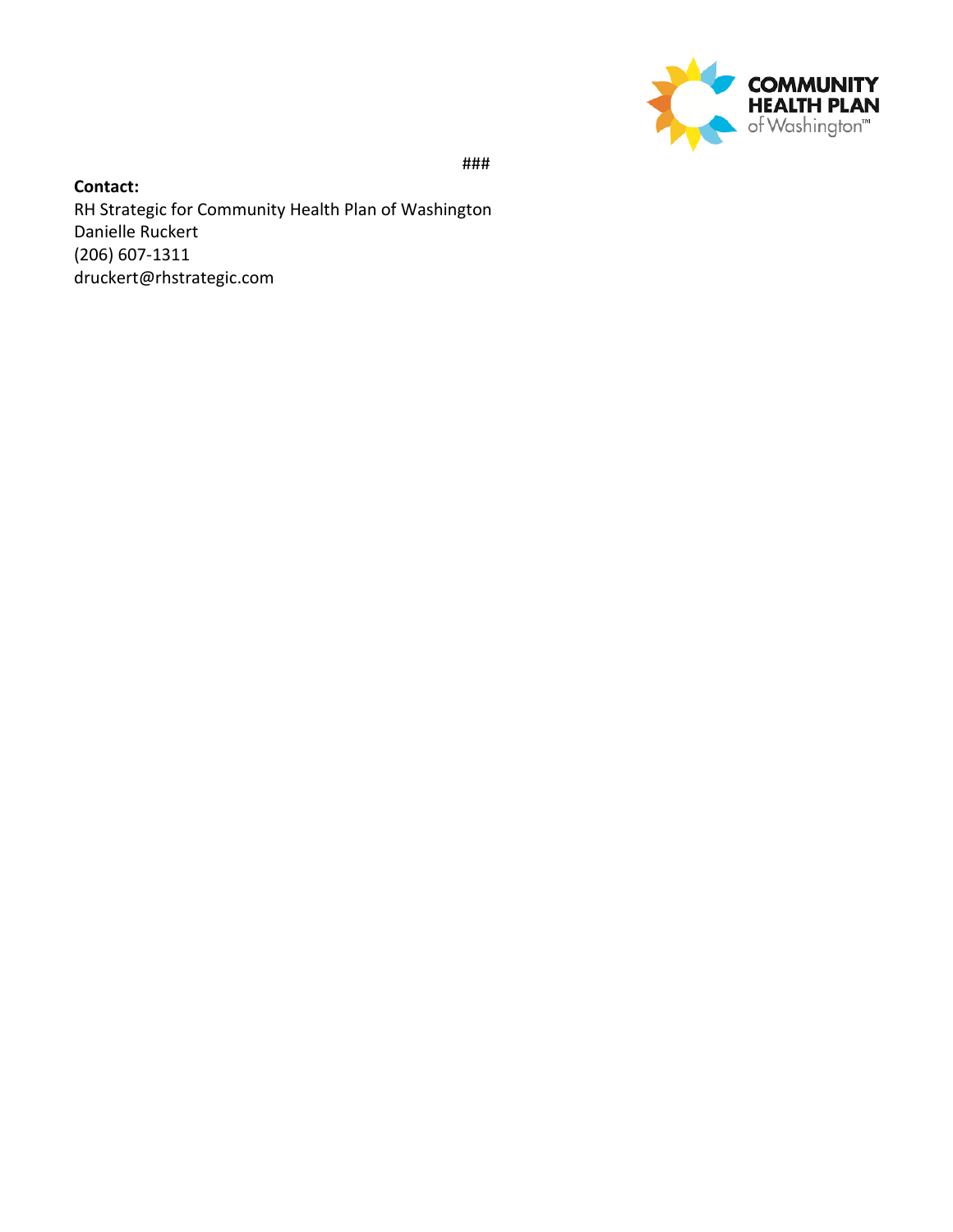###

**Contact:**
RH Strategic for Community Health Plan of Washington
Danielle Ruckert
(206) 607-1311
druckert@rhstrategic.com